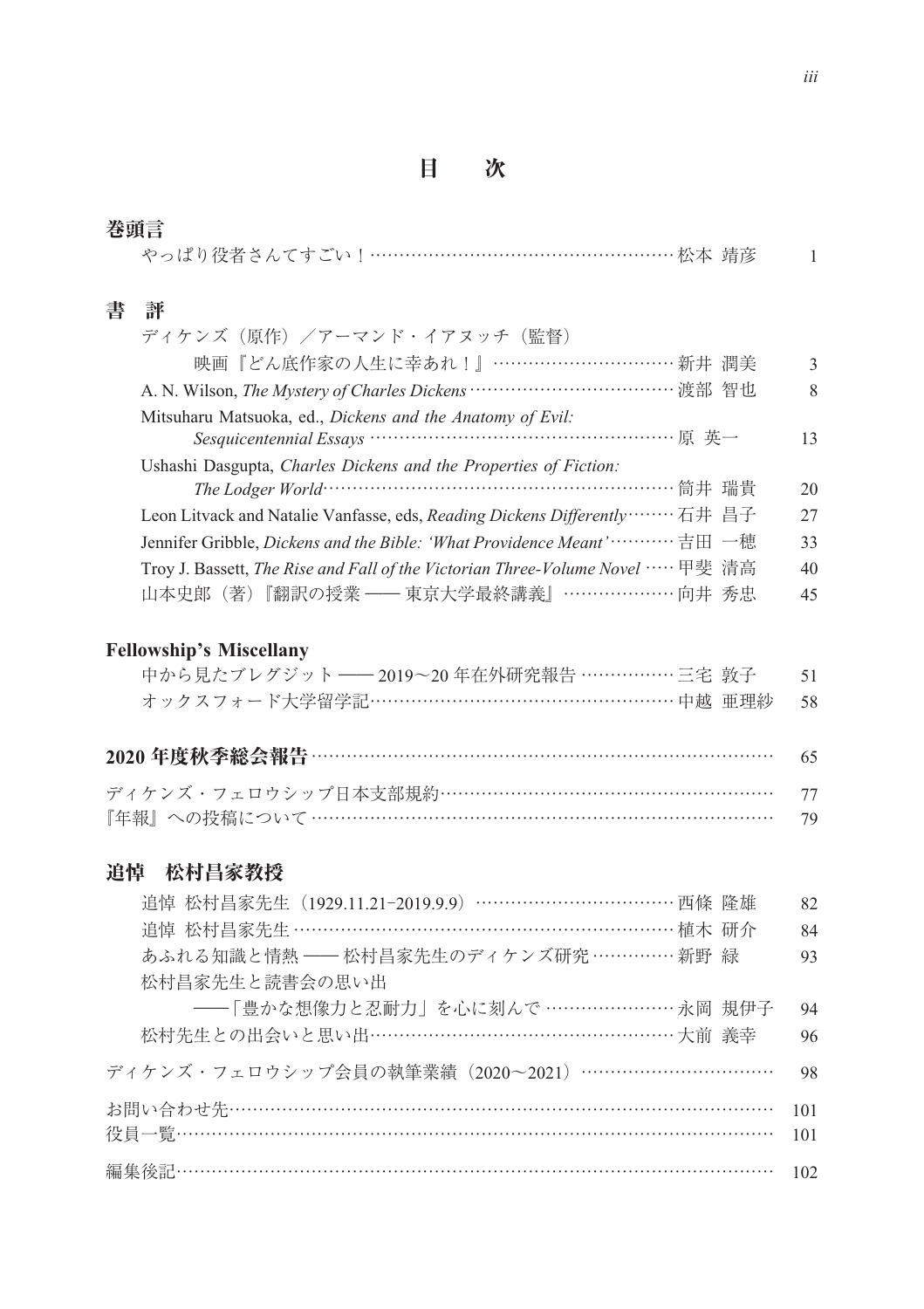# 目　次

## 巻頭言

やっぱり役者さんてすごい！……………………………………………… 松本 靖彦　1

## 書　評

ディケンズ（原作）／アーマンド・イアヌッチ（監督）
　映画『どん底作家の人生に幸あれ！』…………………………… 新井 潤美　3

A. N. Wilson, *The Mystery of Charles Dickens* ……………………………… 渡部 智也　8

Mitsuharu Matsuoka, ed., *Dickens and the Anatomy of Evil: Sesquicentennial Essays* ……………………………………………… 原 英一　13

Ushashi Dasgupta, *Charles Dickens and the Properties of Fiction: The Lodger World*……………………………………………………… 筒井 瑞貴　20

Leon Litvack and Natalie Vanfasse, eds, *Reading Dickens Differently*……… 石井 昌子　27

Jennifer Gribble, *Dickens and the Bible: 'What Providence Meant'*………… 吉田 一穂　33

Troy J. Bassett, *The Rise and Fall of the Victorian Three-Volume Novel* …… 甲斐 清高　40

山本史郎（著）『翻訳の授業 —— 東京大学最終講義』……………… 向井 秀忠　45

## Fellowship's Miscellany

中から見たブレグジット —— 2019～20 年在外研究報告 …………… 三宅 敦子　51

オックスフォード大学留学記……………………………………………… 中越 亜理紗　58

## 2020 年度秋季総会報告 ……………………………………………………… 65

ディケンズ・フェロウシップ日本支部規約…………………………………… 77

『年報』への投稿について ……………………………………………………… 79

## 追悼　松村昌家教授

追悼 松村昌家先生（1929.11.21‒2019.9.9）…………………………… 西條 隆雄　82

追悼 松村昌家先生 ……………………………………………………… 植木 研介　84

あふれる知識と情熱 —— 松村昌家先生のディケンズ研究 …………… 新野 緑　93

松村昌家先生と読書会の思い出
　——「豊かな想像力と忍耐力」を心に刻んで ………………… 永岡 規伊子　94

松村先生との出会いと思い出…………………………………………… 大前 義幸　96

ディケンズ・フェロウシップ会員の執筆業績（2020～2021）…………………… 98

お問い合わせ先…………………………………………………………………… 101

役員一覧…………………………………………………………………………… 101

編集後記…………………………………………………………………………… 102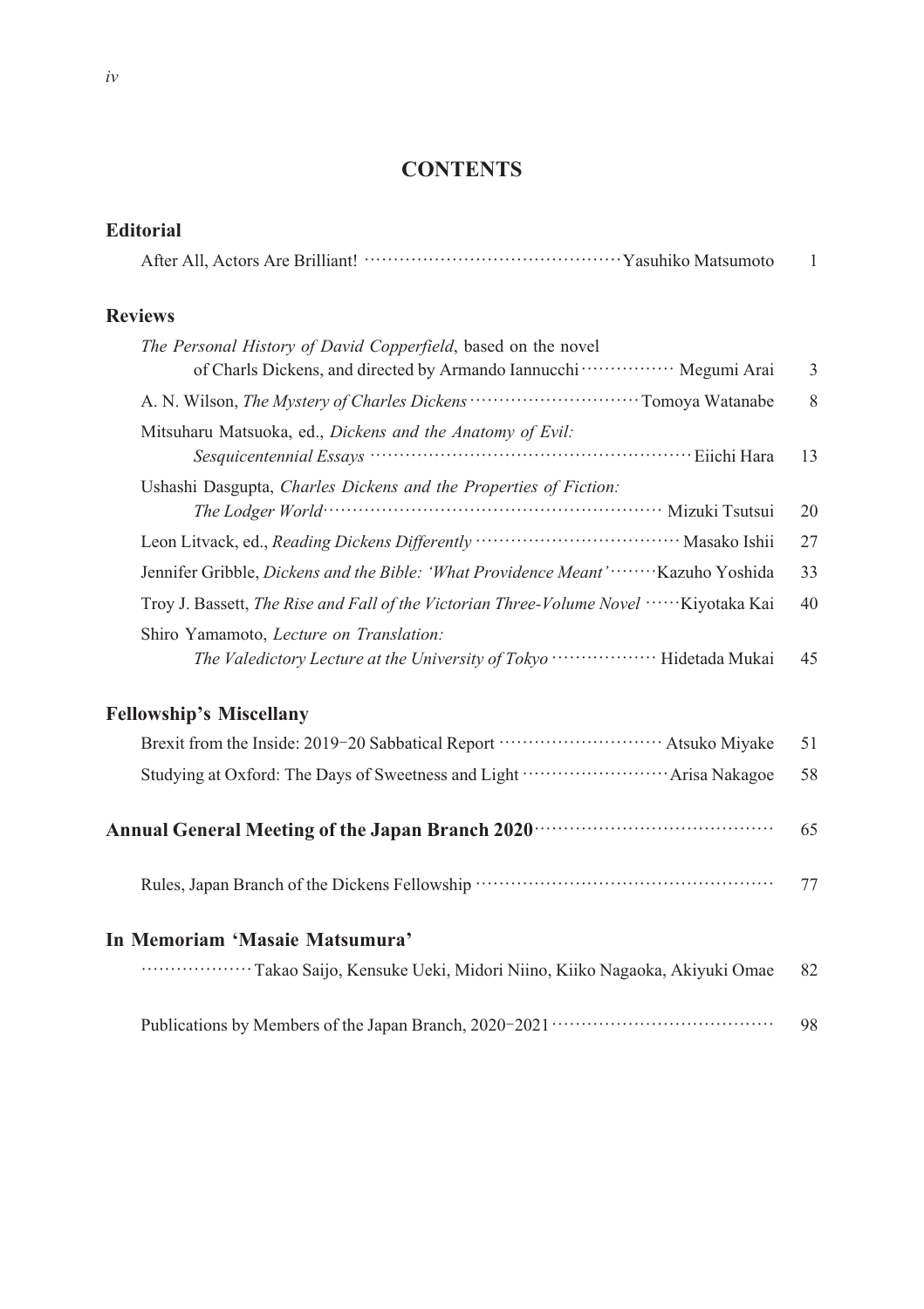# CONTENTS

## Editorial

After All, Actors Are Brilliant! ………………………………………… Yasuhiko Matsumoto 1

## Reviews

*The Personal History of David Copperfield*, based on the novel of Charls Dickens, and directed by Armando Iannucchi ……………… Megumi Arai 3

A. N. Wilson, *The Mystery of Charles Dickens* ………………………… Tomoya Watanabe 8

Mitsuharu Matsuoka, ed., *Dickens and the Anatomy of Evil: Sesquicentennial Essays* …………………………………………………… Eiichi Hara 13

Ushashi Dasgupta, *Charles Dickens and the Properties of Fiction: The Lodger World* ……………………………………………………… Mizuki Tsutsui 20

Leon Litvack, ed., *Reading Dickens Differently* ……………………………… Masako Ishii 27

Jennifer Gribble, *Dickens and the Bible: 'What Providence Meant'* ……… Kazuho Yoshida 33

Troy J. Bassett, *The Rise and Fall of the Victorian Three-Volume Novel* …… Kiyotaka Kai 40

Shiro Yamamoto, *Lecture on Translation: The Valedictory Lecture at the University of Tokyo* ……………… Hidetada Mukai 45

## Fellowship's Miscellany

Brexit from the Inside: 2019–20 Sabbatical Report ………………………… Atsuko Miyake 51

Studying at Oxford: The Days of Sweetness and Light …………………… Arisa Nakagoe 58

## Annual General Meeting of the Japan Branch 2020 …………………………………… 65

Rules, Japan Branch of the Dickens Fellowship ……………………………………………… 77

## In Memoriam 'Masaie Matsumura'

……………… Takao Saijo, Kensuke Ueki, Midori Niino, Kiiko Nagaoka, Akiyuki Omae 82

Publications by Members of the Japan Branch, 2020–2021 ……………………………… 98